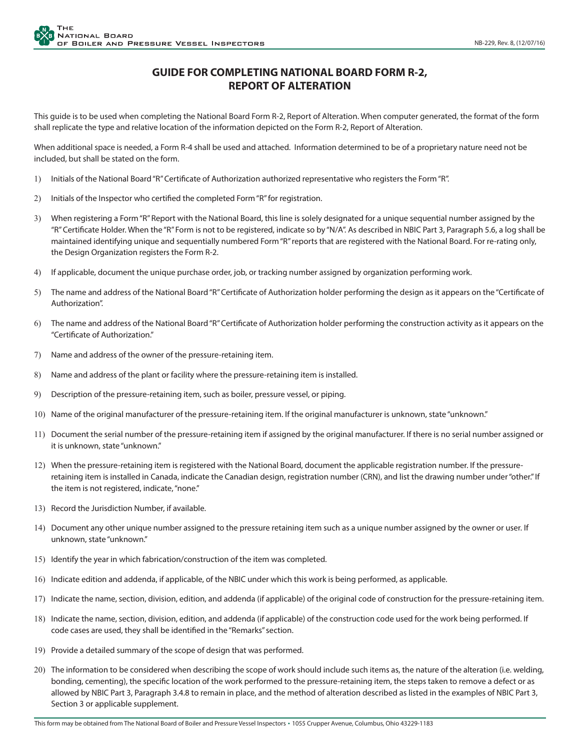# GUIDE FOR COMPLETING NATIONAL BOARD FORM R-2, REPORT OF ALTERATION

This guide is to be used when completing the National Board Form R-2, Report of Alteration. When computer generated, the format of the form shall replicate the type and relative location of the information depicted on the Form R-2, Report of Alteration.

When additional space is needed, a Form R-4 shall be used and attached. Information determined to be of a proprietary nature need not be included, but shall be stated on the form.

1) Initials of the National Board "R" Certificate of Authorization authorized representative who registers the Form "R".
2) Initials of the Inspector who certified the completed Form "R" for registration.
3) When registering a Form "R" Report with the National Board, this line is solely designated for a unique sequential number assigned by the "R" Certificate Holder. When the "R" Form is not to be registered, indicate so by "N/A". As described in NBIC Part 3, Paragraph 5.6, a log shall be maintained identifying unique and sequentially numbered Form "R" reports that are registered with the National Board. For re-rating only, the Design Organization registers the Form R-2.
4) If applicable, document the unique purchase order, job, or tracking number assigned by organization performing work.
5) The name and address of the National Board "R" Certificate of Authorization holder performing the design as it appears on the "Certificate of Authorization".
6) The name and address of the National Board "R" Certificate of Authorization holder performing the construction activity as it appears on the "Certificate of Authorization."
7) Name and address of the owner of the pressure-retaining item.
8) Name and address of the plant or facility where the pressure-retaining item is installed.
9) Description of the pressure-retaining item, such as boiler, pressure vessel, or piping.
10) Name of the original manufacturer of the pressure-retaining item. If the original manufacturer is unknown, state "unknown."
11) Document the serial number of the pressure-retaining item if assigned by the original manufacturer. If there is no serial number assigned or it is unknown, state "unknown."
12) When the pressure-retaining item is registered with the National Board, document the applicable registration number. If the pressure-retaining item is installed in Canada, indicate the Canadian design, registration number (CRN), and list the drawing number under "other." If the item is not registered, indicate, "none."
13) Record the Jurisdiction Number, if available.
14) Document any other unique number assigned to the pressure retaining item such as a unique number assigned by the owner or user. If unknown, state "unknown."
15) Identify the year in which fabrication/construction of the item was completed.
16) Indicate edition and addenda, if applicable, of the NBIC under which this work is being performed, as applicable.
17) Indicate the name, section, division, edition, and addenda (if applicable) of the original code of construction for the pressure-retaining item.
18) Indicate the name, section, division, edition, and addenda (if applicable) of the construction code used for the work being performed. If code cases are used, they shall be identified in the "Remarks" section.
19) Provide a detailed summary of the scope of design that was performed.
20) The information to be considered when describing the scope of work should include such items as, the nature of the alteration (i.e. welding, bonding, cementing), the specific location of the work performed to the pressure-retaining item, the steps taken to remove a defect or as allowed by NBIC Part 3, Paragraph 3.4.8 to remain in place, and the method of alteration described as listed in the examples of NBIC Part 3, Section 3 or applicable supplement.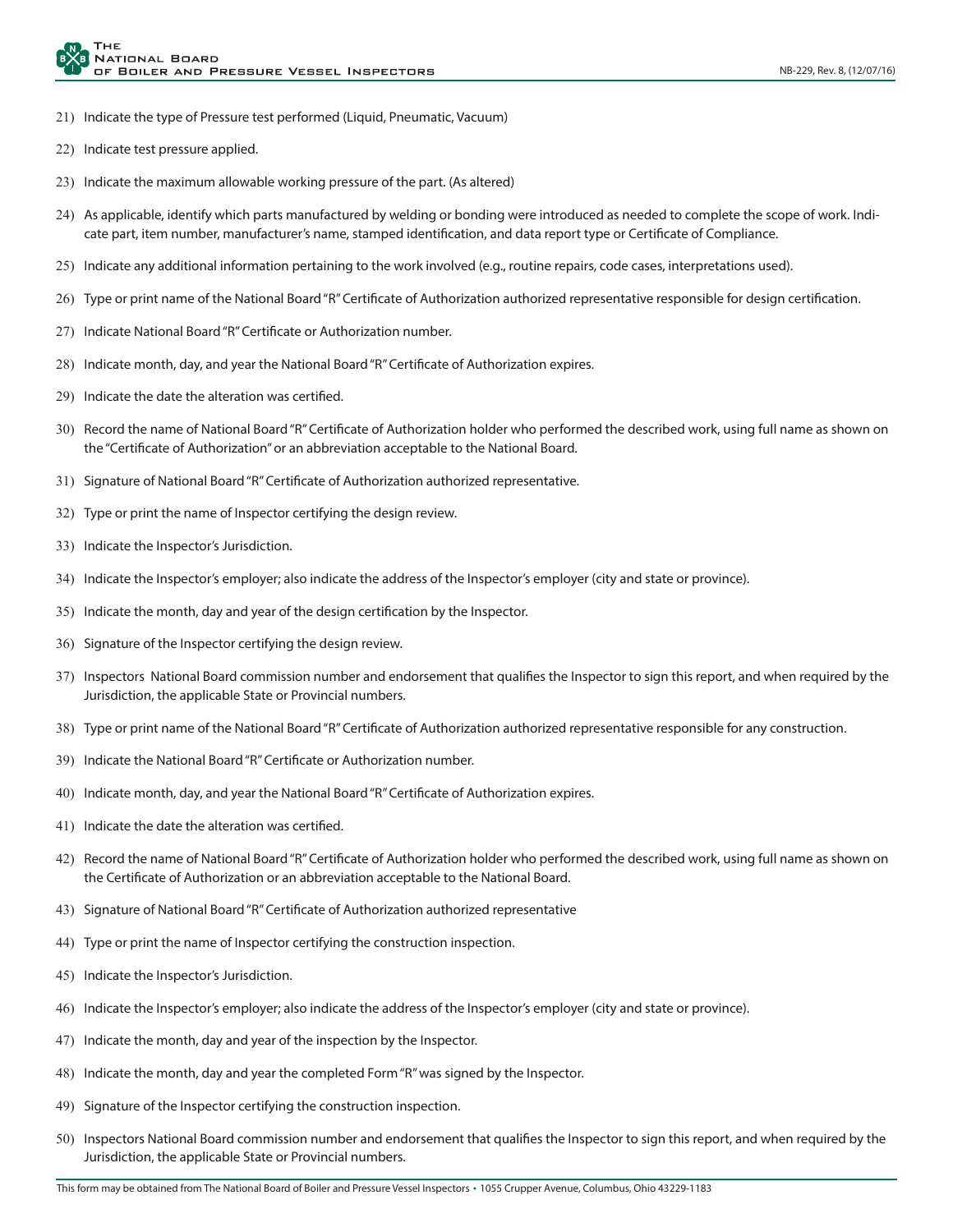21) Indicate the type of Pressure test performed (Liquid, Pneumatic, Vacuum)

22) Indicate test pressure applied.

23) Indicate the maximum allowable working pressure of the part. (As altered)

24) As applicable, identify which parts manufactured by welding or bonding were introduced as needed to complete the scope of work. Indicate part, item number, manufacturer's name, stamped identification, and data report type or Certificate of Compliance.

25) Indicate any additional information pertaining to the work involved (e.g., routine repairs, code cases, interpretations used).

26) Type or print name of the National Board "R" Certificate of Authorization authorized representative responsible for design certification.

27) Indicate National Board "R" Certificate or Authorization number.

28) Indicate month, day, and year the National Board "R" Certificate of Authorization expires.

29) Indicate the date the alteration was certified.

30) Record the name of National Board "R" Certificate of Authorization holder who performed the described work, using full name as shown on the "Certificate of Authorization" or an abbreviation acceptable to the National Board.

31) Signature of National Board "R" Certificate of Authorization authorized representative.

32) Type or print the name of Inspector certifying the design review.

33) Indicate the Inspector's Jurisdiction.

34) Indicate the Inspector's employer; also indicate the address of the Inspector's employer (city and state or province).

35) Indicate the month, day and year of the design certification by the Inspector.

36) Signature of the Inspector certifying the design review.

37) Inspectors National Board commission number and endorsement that qualifies the Inspector to sign this report, and when required by the Jurisdiction, the applicable State or Provincial numbers.

38) Type or print name of the National Board "R" Certificate of Authorization authorized representative responsible for any construction.

39) Indicate the National Board "R" Certificate or Authorization number.

40) Indicate month, day, and year the National Board "R" Certificate of Authorization expires.

41) Indicate the date the alteration was certified.

42) Record the name of National Board "R" Certificate of Authorization holder who performed the described work, using full name as shown on the Certificate of Authorization or an abbreviation acceptable to the National Board.

43) Signature of National Board "R" Certificate of Authorization authorized representative

44) Type or print the name of Inspector certifying the construction inspection.

45) Indicate the Inspector's Jurisdiction.

46) Indicate the Inspector's employer; also indicate the address of the Inspector's employer (city and state or province).

47) Indicate the month, day and year of the inspection by the Inspector.

48) Indicate the month, day and year the completed Form "R" was signed by the Inspector.

49) Signature of the Inspector certifying the construction inspection.

50) Inspectors National Board commission number and endorsement that qualifies the Inspector to sign this report, and when required by the Jurisdiction, the applicable State or Provincial numbers.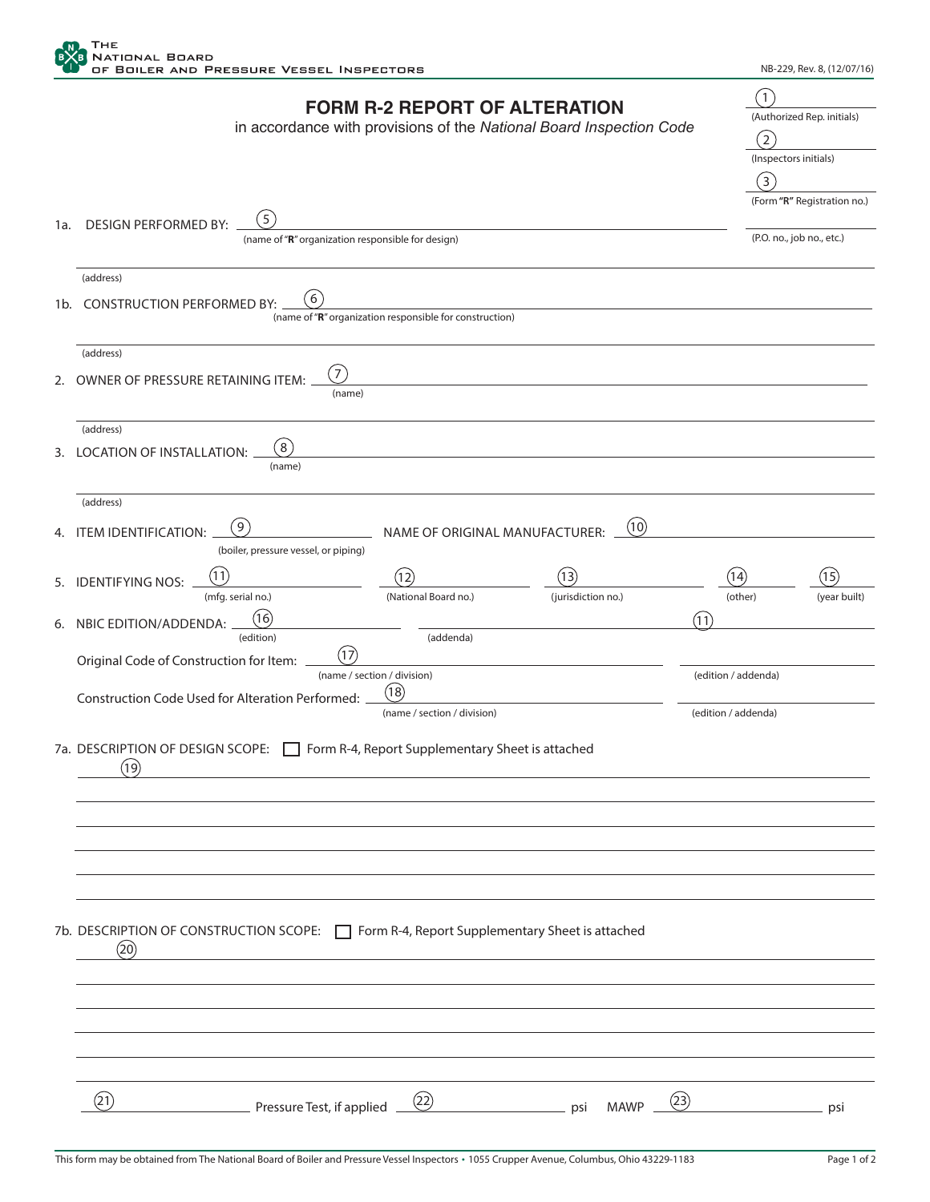THE NATIONAL BOARD OF BOILER AND PRESSURE VESSEL INSPECTORS

NB-229, Rev. 8, (12/07/16)

# FORM R-2 REPORT OF ALTERATION

in accordance with provisions of the *National Board Inspection Code*

(1) (Authorized Rep. initials)

(2) (Inspectors initials)

(3) (Form "R" Registration no.)

(P.O. no., job no., etc.)

1a. DESIGN PERFORMED BY: (5) ____________________ (name of "R" organization responsible for design)

(address)

1b. CONSTRUCTION PERFORMED BY: (6) ____________________ (name of "R" organization responsible for construction)

(address)

2. OWNER OF PRESSURE RETAINING ITEM: (7) ____________________ (name)

(address)

3. LOCATION OF INSTALLATION: (8) ____________________ (name)

(address)

4. ITEM IDENTIFICATION: (9) ____________________ (boiler, pressure vessel, or piping) NAME OF ORIGINAL MANUFACTURER: (10) ____________________

5. IDENTIFYING NOS: (11) (mfg. serial no.) (12) (National Board no.) (13) (jurisdiction no.) (14) (other) (15) (year built)

6. NBIC EDITION/ADDENDA: (16) ____________________ (edition) ____________________ (addenda) (11)

Original Code of Construction for Item: (17) ____________________ (name / section / division) ____________________ (edition / addenda)

Construction Code Used for Alteration Performed: (18) ____________________ (name / section / division) ____________________ (edition / addenda)

7a. DESCRIPTION OF DESIGN SCOPE: ☐ Form R-4, Report Supplementary Sheet is attached

(19) ____________________

7b. DESCRIPTION OF CONSTRUCTION SCOPE: ☐ Form R-4, Report Supplementary Sheet is attached

(20) ____________________

(21) ____________________ Pressure Test, if applied (22) ____________________ psi MAWP (23) ____________________ psi

This form may be obtained from The National Board of Boiler and Pressure Vessel Inspectors • 1055 Crupper Avenue, Columbus, Ohio 43229-1183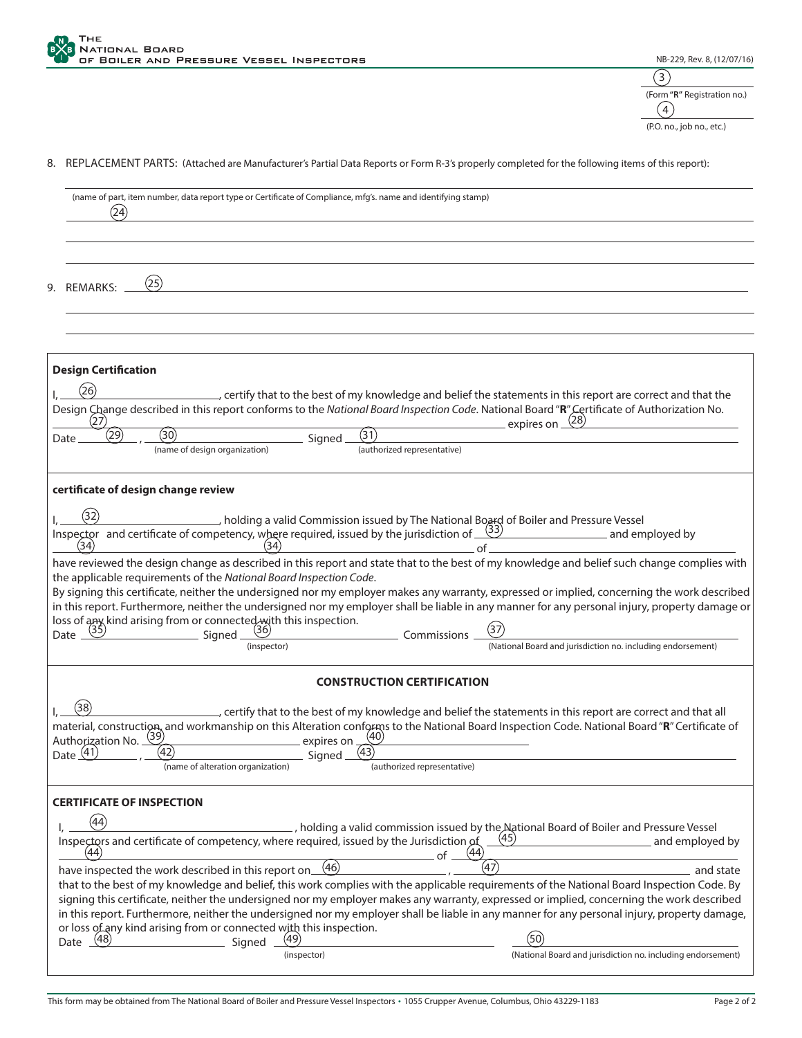THE NATIONAL BOARD OF BOILER AND PRESSURE VESSEL INSPECTORS

NB-229, Rev. 8, (12/07/16)

(3)
(Form **"R"** Registration no.)

(4)
(P.O. no., job no., etc.)

8. REPLACEMENT PARTS: (Attached are Manufacturer's Partial Data Reports or Form R-3's properly completed for the following items of this report):

(name of part, item number, data report type or Certificate of Compliance, mfg's. name and identifying stamp)

(24)

9. REMARKS: (25)

**Design Certification**

I, (26) ______, certify that to the best of my knowledge and belief the statements in this report are correct and that the Design Change described in this report conforms to the *National Board Inspection Code*. National Board "**R**" Certificate of Authorization No. (27) ______ expires on (28) ______

Date (29) ______, (30) ______ (name of design organization) Signed (31) ______ (authorized representative)

**certificate of design change review**

I, (32) ______, holding a valid Commission issued by The National Board of Boiler and Pressure Vessel Inspector and certificate of competency, where required, issued by the jurisdiction of (33) ______ and employed by (34) ______ (34) ______ of ______ have reviewed the design change as described in this report and state that to the best of my knowledge and belief such change complies with the applicable requirements of the *National Board Inspection Code*.

By signing this certificate, neither the undersigned nor my employer makes any warranty, expressed or implied, concerning the work described in this report. Furthermore, neither the undersigned nor my employer shall be liable in any manner for any personal injury, property damage or loss of any kind arising from or connected with this inspection.

Date (35) ______ Signed (36) ______ (inspector) Commissions (37) ______ (National Board and jurisdiction no. including endorsement)

**CONSTRUCTION CERTIFICATION**

I, (38) ______, certify that to the best of my knowledge and belief the statements in this report are correct and that all material, construction, and workmanship on this Alteration conforms to the National Board Inspection Code. National Board "**R**" Certificate of Authorization No. (39) ______ expires on (40) ______

Date (41) ______, (42) ______ (name of alteration organization) Signed (43) ______ (authorized representative)

**CERTIFICATE OF INSPECTION**

I, (44) ______, holding a valid commission issued by the National Board of Boiler and Pressure Vessel Inspectors and certificate of competency, where required, issued by the Jurisdiction of (45) ______ and employed by (44) ______ of (44) ______ have inspected the work described in this report on (46) ______, (47) ______ and state that to the best of my knowledge and belief, this work complies with the applicable requirements of the National Board Inspection Code. By signing this certificate, neither the undersigned nor my employer makes any warranty, expressed or implied, concerning the work described in this report. Furthermore, neither the undersigned nor my employer shall be liable in any manner for any personal injury, property damage, or loss of any kind arising from or connected with this inspection.

Date (48) ______ Signed (49) ______ (inspector) (50) ______ (National Board and jurisdiction no. including endorsement)

This form may be obtained from The National Board of Boiler and Pressure Vessel Inspectors • 1055 Crupper Avenue, Columbus, Ohio 43229-1183